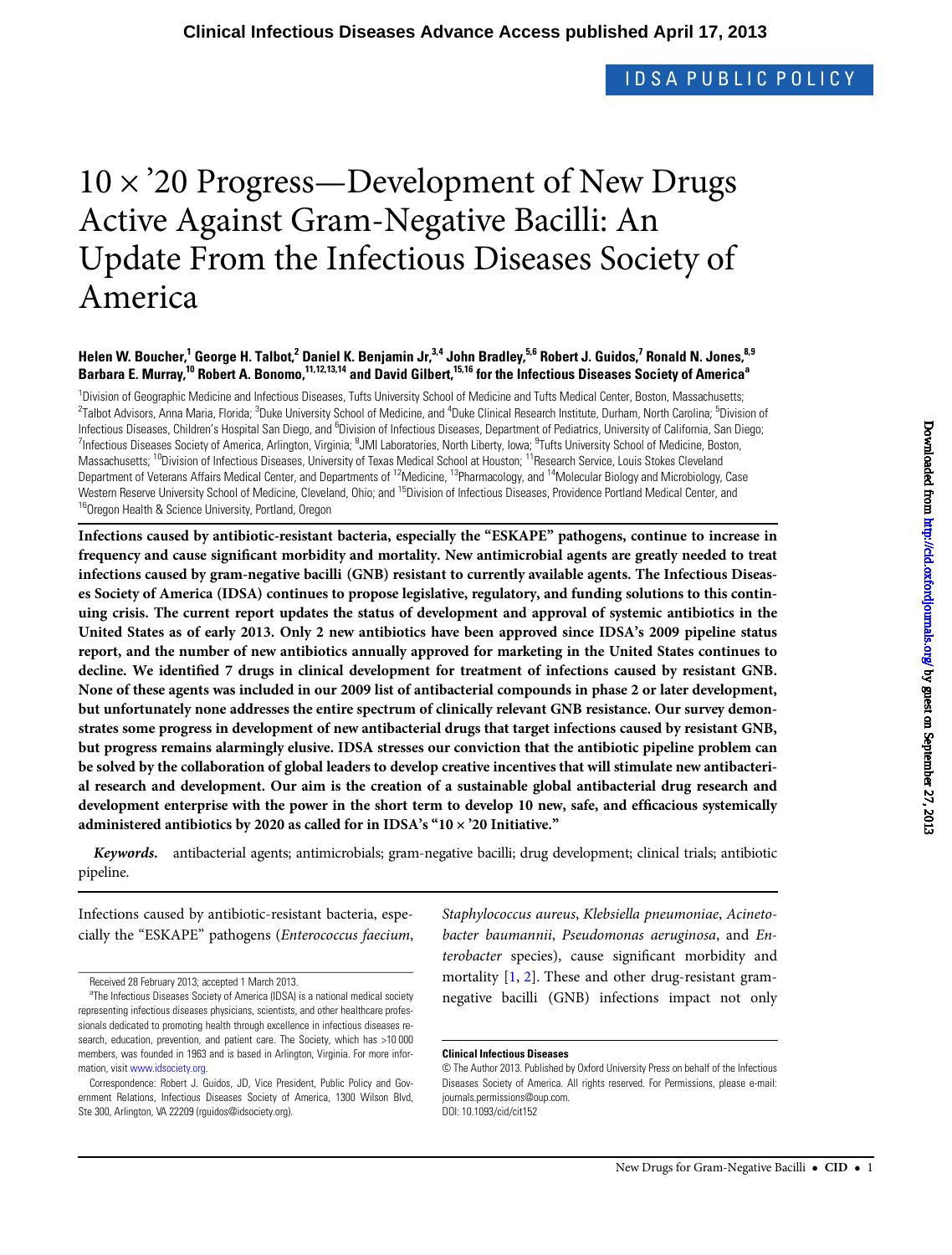IDSA PUBLIC POLICY

# 10 × ’20 Progress—Development of New Drugs Active Against Gram-Negative Bacilli: An Update From the Infectious Diseases Society of America

**Helen W. Boucher,[1] George H. Talbot,[2] Daniel K. Benjamin Jr,[3,4] John Bradley,[5,6] Robert J. Guidos,[7] Ronald N. Jones,[8,9] Barbara E. Murray,[10] Robert A. Bonomo,[11,12,13,14] and David Gilbert,[15,16] for the Infectious Diseases Society of America[a]**

[1]Division of Geographic Medicine and Infectious Diseases, Tufts University School of Medicine and Tufts Medical Center, Boston, Massachusetts; [2]Talbot Advisors, Anna Maria, Florida; [3]Duke University School of Medicine, and [4]Duke Clinical Research Institute, Durham, North Carolina; [5]Division of Infectious Diseases, Children's Hospital San Diego, and [6]Division of Infectious Diseases, Department of Pediatrics, University of California, San Diego; [7]Infectious Diseases Society of America, Arlington, Virginia; [8]JMI Laboratories, North Liberty, Iowa; [9]Tufts University School of Medicine, Boston, Massachusetts; [10]Division of Infectious Diseases, University of Texas Medical School at Houston; [11]Research Service, Louis Stokes Cleveland Department of Veterans Affairs Medical Center, and Departments of [12]Medicine, [13]Pharmacology, and [14]Molecular Biology and Microbiology, Case Western Reserve University School of Medicine, Cleveland, Ohio; and [15]Division of Infectious Diseases, Providence Portland Medical Center, and [16]Oregon Health & Science University, Portland, Oregon

**Infections caused by antibiotic-resistant bacteria, especially the "ESKAPE" pathogens, continue to increase in frequency and cause significant morbidity and mortality. New antimicrobial agents are greatly needed to treat infections caused by gram-negative bacilli (GNB) resistant to currently available agents. The Infectious Diseases Society of America (IDSA) continues to propose legislative, regulatory, and funding solutions to this continuing crisis. The current report updates the status of development and approval of systemic antibiotics in the United States as of early 2013. Only 2 new antibiotics have been approved since IDSA's 2009 pipeline status report, and the number of new antibiotics annually approved for marketing in the United States continues to decline. We identified 7 drugs in clinical development for treatment of infections caused by resistant GNB. None of these agents was included in our 2009 list of antibacterial compounds in phase 2 or later development, but unfortunately none addresses the entire spectrum of clinically relevant GNB resistance. Our survey demonstrates some progress in development of new antibacterial drugs that target infections caused by resistant GNB, but progress remains alarmingly elusive. IDSA stresses our conviction that the antibiotic pipeline problem can be solved by the collaboration of global leaders to develop creative incentives that will stimulate new antibacterial research and development. Our aim is the creation of a sustainable global antibacterial drug research and development enterprise with the power in the short term to develop 10 new, safe, and efficacious systemically administered antibiotics by 2020 as called for in IDSA's "10 × '20 Initiative."**

***Keywords.*** antibacterial agents; antimicrobials; gram-negative bacilli; drug development; clinical trials; antibiotic pipeline.

Infections caused by antibiotic-resistant bacteria, especially the "ESKAPE" pathogens (*Enterococcus faecium*, *Staphylococcus aureus*, *Klebsiella pneumoniae*, *Acinetobacter baumannii*, *Pseudomonas aeruginosa*, and *Enterobacter* species), cause significant morbidity and mortality [1, 2]. These and other drug-resistant gram-negative bacilli (GNB) infections impact not only

Received 28 February 2013; accepted 1 March 2013.

[a]The Infectious Diseases Society of America (IDSA) is a national medical society representing infectious diseases physicians, scientists, and other healthcare professionals dedicated to promoting health through excellence in infectious diseases research, education, prevention, and patient care. The Society, which has >10 000 members, was founded in 1963 and is based in Arlington, Virginia. For more information, visit www.idsociety.org.

Correspondence: Robert J. Guidos, JD, Vice President, Public Policy and Government Relations, Infectious Diseases Society of America, 1300 Wilson Blvd, Ste 300, Arlington, VA 22209 (rguidos@idsociety.org).

**Clinical Infectious Diseases**

© The Author 2013. Published by Oxford University Press on behalf of the Infectious Diseases Society of America. All rights reserved. For Permissions, please e-mail: journals.permissions@oup.com.
DOI: 10.1093/cid/cit152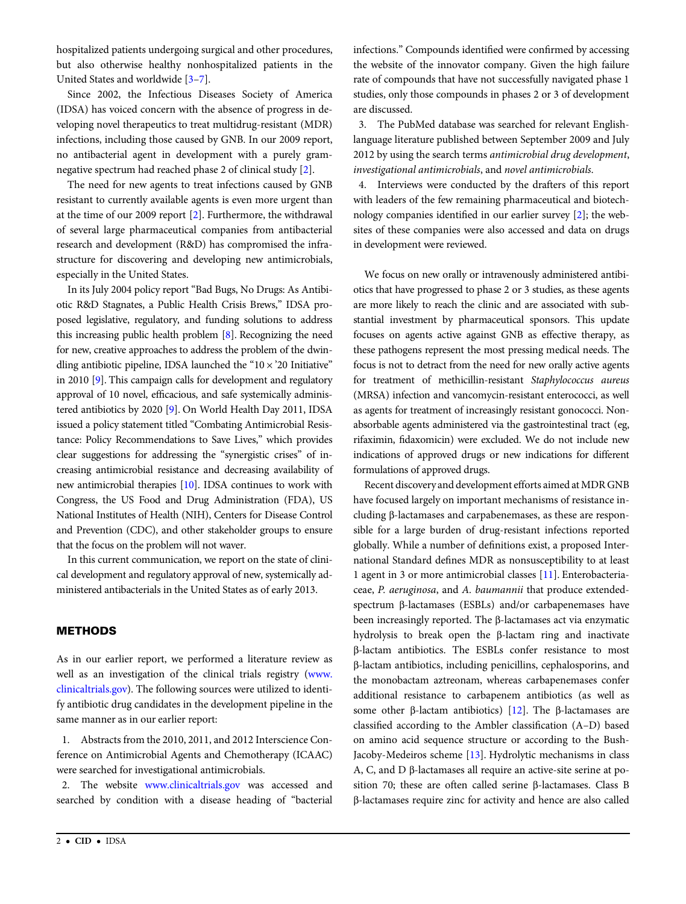hospitalized patients undergoing surgical and other procedures, but also otherwise healthy nonhospitalized patients in the United States and worldwide [3–7].

Since 2002, the Infectious Diseases Society of America (IDSA) has voiced concern with the absence of progress in developing novel therapeutics to treat multidrug-resistant (MDR) infections, including those caused by GNB. In our 2009 report, no antibacterial agent in development with a purely gram-negative spectrum had reached phase 2 of clinical study [2].

The need for new agents to treat infections caused by GNB resistant to currently available agents is even more urgent than at the time of our 2009 report [2]. Furthermore, the withdrawal of several large pharmaceutical companies from antibacterial research and development (R&D) has compromised the infrastructure for discovering and developing new antimicrobials, especially in the United States.

In its July 2004 policy report "Bad Bugs, No Drugs: As Antibiotic R&D Stagnates, a Public Health Crisis Brews," IDSA proposed legislative, regulatory, and funding solutions to address this increasing public health problem [8]. Recognizing the need for new, creative approaches to address the problem of the dwindling antibiotic pipeline, IDSA launched the "10 × '20 Initiative" in 2010 [9]. This campaign calls for development and regulatory approval of 10 novel, efficacious, and safe systemically administered antibiotics by 2020 [9]. On World Health Day 2011, IDSA issued a policy statement titled "Combating Antimicrobial Resistance: Policy Recommendations to Save Lives," which provides clear suggestions for addressing the "synergistic crises" of increasing antimicrobial resistance and decreasing availability of new antimicrobial therapies [10]. IDSA continues to work with Congress, the US Food and Drug Administration (FDA), US National Institutes of Health (NIH), Centers for Disease Control and Prevention (CDC), and other stakeholder groups to ensure that the focus on the problem will not waver.

In this current communication, we report on the state of clinical development and regulatory approval of new, systemically administered antibacterials in the United States as of early 2013.

## METHODS

As in our earlier report, we performed a literature review as well as an investigation of the clinical trials registry (www.clinicaltrials.gov). The following sources were utilized to identify antibiotic drug candidates in the development pipeline in the same manner as in our earlier report:

1. Abstracts from the 2010, 2011, and 2012 Interscience Conference on Antimicrobial Agents and Chemotherapy (ICAAC) were searched for investigational antimicrobials.
2. The website www.clinicaltrials.gov was accessed and searched by condition with a disease heading of "bacterial infections." Compounds identified were confirmed by accessing the website of the innovator company. Given the high failure rate of compounds that have not successfully navigated phase 1 studies, only those compounds in phases 2 or 3 of development are discussed.
3. The PubMed database was searched for relevant English-language literature published between September 2009 and July 2012 by using the search terms *antimicrobial drug development*, *investigational antimicrobials*, and *novel antimicrobials*.
4. Interviews were conducted by the drafters of this report with leaders of the few remaining pharmaceutical and biotechnology companies identified in our earlier survey [2]; the websites of these companies were also accessed and data on drugs in development were reviewed.

We focus on new orally or intravenously administered antibiotics that have progressed to phase 2 or 3 studies, as these agents are more likely to reach the clinic and are associated with substantial investment by pharmaceutical sponsors. This update focuses on agents active against GNB as effective therapy, as these pathogens represent the most pressing medical needs. The focus is not to detract from the need for new orally active agents for treatment of methicillin-resistant *Staphylococcus aureus* (MRSA) infection and vancomycin-resistant enterococci, as well as agents for treatment of increasingly resistant gonococci. Nonabsorbable agents administered via the gastrointestinal tract (eg, rifaximin, fidaxomicin) were excluded. We do not include new indications of approved drugs or new indications for different formulations of approved drugs.

Recent discovery and development efforts aimed at MDR GNB have focused largely on important mechanisms of resistance including β-lactamases and carpabenemases, as these are responsible for a large burden of drug-resistant infections reported globally. While a number of definitions exist, a proposed International Standard defines MDR as nonsusceptibility to at least 1 agent in 3 or more antimicrobial classes [11]. Enterobacteriaceae, *P. aeruginosa*, and *A. baumannii* that produce extended-spectrum β-lactamases (ESBLs) and/or carbapenemases have been increasingly reported. The β-lactamases act via enzymatic hydrolysis to break open the β-lactam ring and inactivate β-lactam antibiotics. The ESBLs confer resistance to most β-lactam antibiotics, including penicillins, cephalosporins, and the monobactam aztreonam, whereas carbapenemases confer additional resistance to carbapenem antibiotics (as well as some other β-lactam antibiotics) [12]. The β-lactamases are classified according to the Ambler classification (A–D) based on amino acid sequence structure or according to the Bush-Jacoby-Medeiros scheme [13]. Hydrolytic mechanisms in class A, C, and D β-lactamases all require an active-site serine at position 70; these are often called serine β-lactamases. Class B β-lactamases require zinc for activity and hence are also called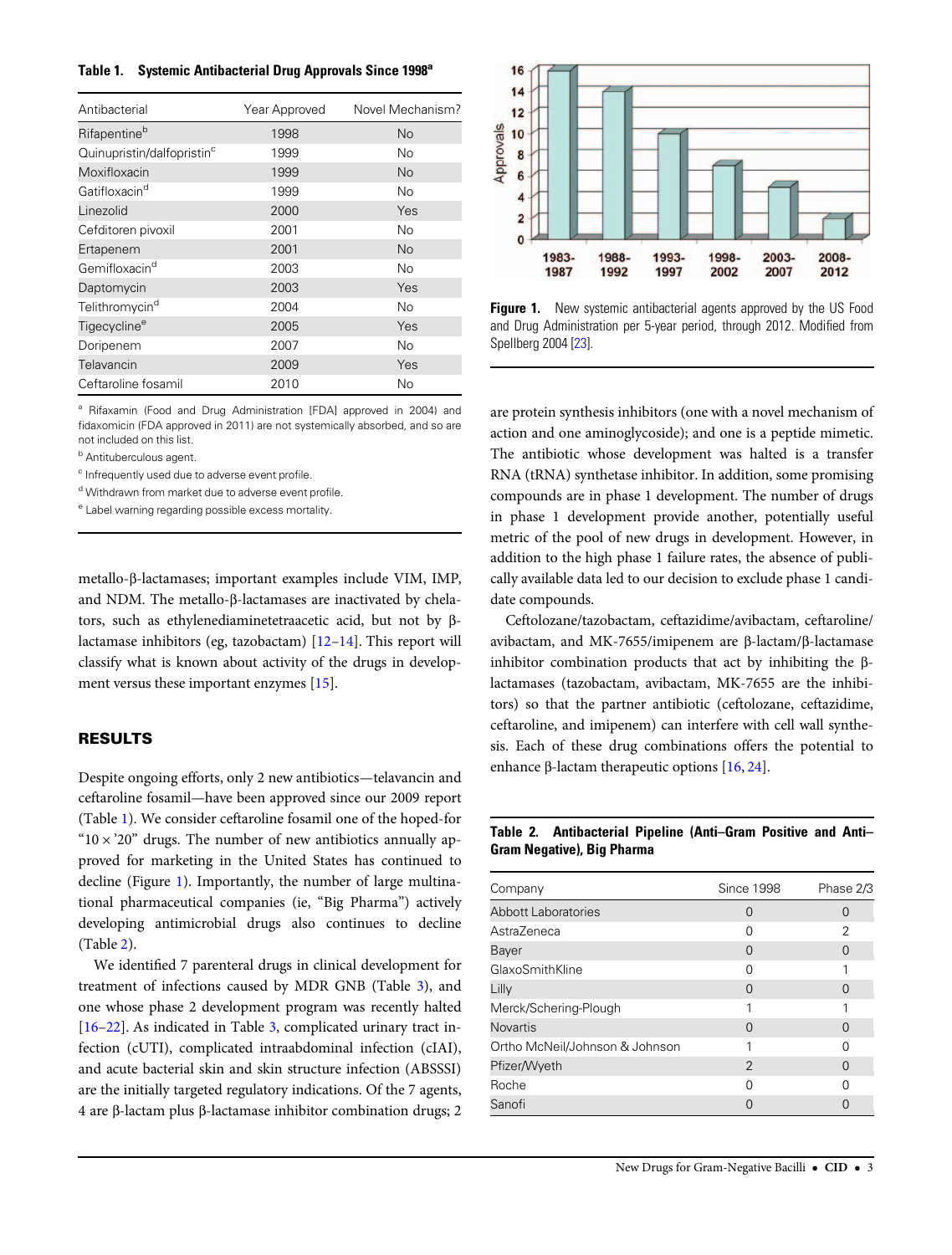**Table 1. Systemic Antibacterial Drug Approvals Since 1998[a]**

| Antibacterial | Year Approved | Novel Mechanism? |
|---|---|---|
| Rifapentine[b] | 1998 | No |
| Quinupristin/dalfopristin[c] | 1999 | No |
| Moxifloxacin | 1999 | No |
| Gatifloxacin[d] | 1999 | No |
| Linezolid | 2000 | Yes |
| Cefditoren pivoxil | 2001 | No |
| Ertapenem | 2001 | No |
| Gemifloxacin[d] | 2003 | No |
| Daptomycin | 2003 | Yes |
| Telithromycin[d] | 2004 | No |
| Tigecycline[e] | 2005 | Yes |
| Doripenem | 2007 | No |
| Telavancin | 2009 | Yes |
| Ceftaroline fosamil | 2010 | No |

[a] Rifaxamin (Food and Drug Administration [FDA] approved in 2004) and fidaxomicin (FDA approved in 2011) are not systemically absorbed, and so are not included on this list.

[b] Antituberculous agent.

[c] Infrequently used due to adverse event profile.

[d] Withdrawn from market due to adverse event profile.

[e] Label warning regarding possible excess mortality.

metallo-β-lactamases; important examples include VIM, IMP, and NDM. The metallo-β-lactamases are inactivated by chelators, such as ethylenediaminetetraacetic acid, but not by β-lactamase inhibitors (eg, tazobactam) [12–14]. This report will classify what is known about activity of the drugs in development versus these important enzymes [15].

## RESULTS

Despite ongoing efforts, only 2 new antibiotics—telavancin and ceftaroline fosamil—have been approved since our 2009 report (Table 1). We consider ceftaroline fosamil one of the hoped-for "10 × '20" drugs. The number of new antibiotics annually approved for marketing in the United States has continued to decline (Figure 1). Importantly, the number of large multinational pharmaceutical companies (ie, "Big Pharma") actively developing antimicrobial drugs also continues to decline (Table 2).

We identified 7 parenteral drugs in clinical development for treatment of infections caused by MDR GNB (Table 3), and one whose phase 2 development program was recently halted [16–22]. As indicated in Table 3, complicated urinary tract infection (cUTI), complicated intraabdominal infection (cIAI), and acute bacterial skin and skin structure infection (ABSSSI) are the initially targeted regulatory indications. Of the 7 agents, 4 are β-lactam plus β-lactamase inhibitor combination drugs; 2 are protein synthesis inhibitors (one with a novel mechanism of action and one aminoglycoside); and one is a peptide mimetic. The antibiotic whose development was halted is a transfer RNA (tRNA) synthetase inhibitor. In addition, some promising compounds are in phase 1 development. The number of drugs in phase 1 development provide another, potentially useful metric of the pool of new drugs in development. However, in addition to the high phase 1 failure rates, the absence of publicly available data led to our decision to exclude phase 1 candidate compounds.

Ceftolozane/tazobactam, ceftazidime/avibactam, ceftaroline/avibactam, and MK-7655/imipenem are β-lactam/β-lactamase inhibitor combination products that act by inhibiting the β-lactamases (tazobactam, avibactam, MK-7655 are the inhibitors) so that the partner antibiotic (ceftolozane, ceftazidime, ceftaroline, and imipenem) can interfere with cell wall synthesis. Each of these drug combinations offers the potential to enhance β-lactam therapeutic options [16, 24].

Figure 1. New systemic antibacterial agents approved by the US Food and Drug Administration per 5-year period, through 2012. Modified from Spellberg 2004 [23].

**Table 2. Antibacterial Pipeline (Anti–Gram Positive and Anti–Gram Negative), Big Pharma**

| Company | Since 1998 | Phase 2/3 |
|---|---|---|
| Abbott Laboratories | 0 | 0 |
| AstraZeneca | 0 | 2 |
| Bayer | 0 | 0 |
| GlaxoSmithKline | 0 | 1 |
| Lilly | 0 | 0 |
| Merck/Schering-Plough | 1 | 1 |
| Novartis | 0 | 0 |
| Ortho McNeil/Johnson & Johnson | 1 | 0 |
| Pfizer/Wyeth | 2 | 0 |
| Roche | 0 | 0 |
| Sanofi | 0 | 0 |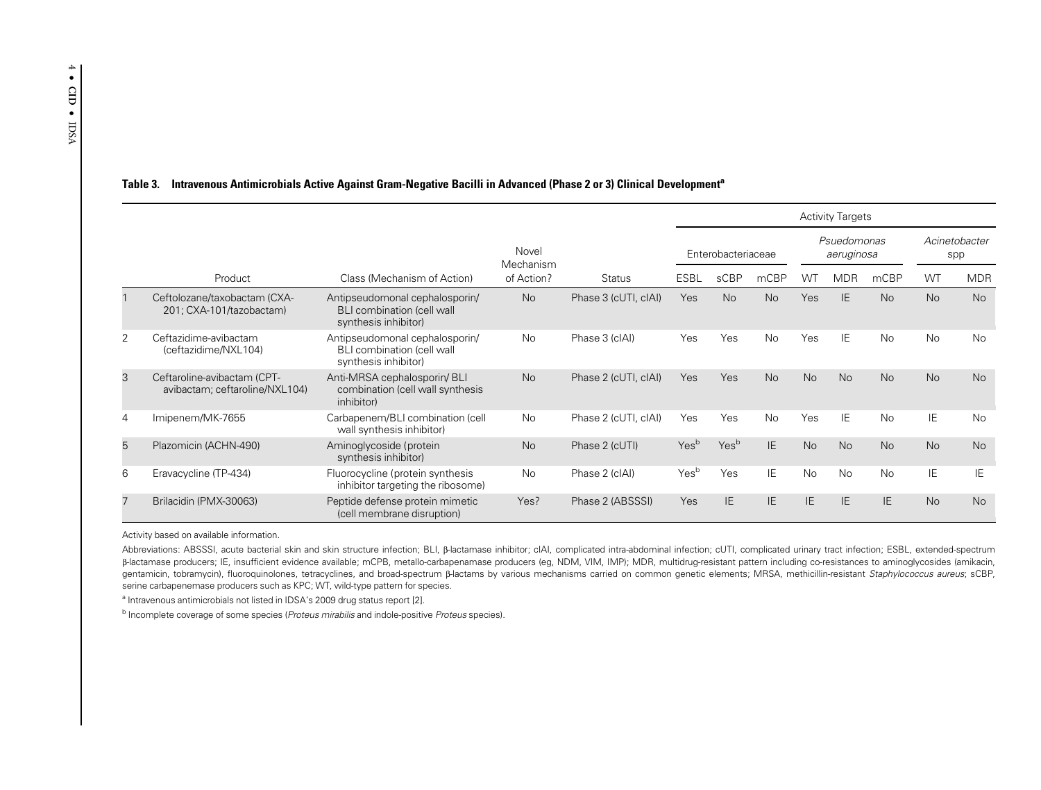**Table 3. Intravenous Antimicrobials Active Against Gram-Negative Bacilli in Advanced (Phase 2 or 3) Clinical Development[a]**

| | | | | | Activity Targets | | | | | | | |
|---|---|---|---|---|---|---|---|---|---|---|---|---|
| | | | | | Enterobacteriaceae | | | *Psuedomonas aeruginosa* | | | *Acinetobacter* spp | |
| | Product | Class (Mechanism of Action) | Novel Mechanism of Action? | Status | ESBL | sCBP | mCBP | WT | MDR | mCBP | WT | MDR |
| 1 | Ceftolozane/taxobactam (CXA-201; CXA-101/tazobactam) | Antipseudomonal cephalosporin/ BLI combination (cell wall synthesis inhibitor) | No | Phase 3 (cUTI, cIAI) | Yes | No | No | Yes | IE | No | No | No |
| 2 | Ceftazidime-avibactam (ceftazidime/NXL104) | Antipseudomonal cephalosporin/ BLI combination (cell wall synthesis inhibitor) | No | Phase 3 (cIAI) | Yes | Yes | No | Yes | IE | No | No | No |
| 3 | Ceftaroline-avibactam (CPT-avibactam; ceftaroline/NXL104) | Anti-MRSA cephalosporin/ BLI combination (cell wall synthesis inhibitor) | No | Phase 2 (cUTI, cIAI) | Yes | Yes | No | No | No | No | No | No |
| 4 | Imipenem/MK-7655 | Carbapenem/BLI combination (cell wall synthesis inhibitor) | No | Phase 2 (cUTI, cIAI) | Yes | Yes | No | Yes | IE | No | IE | No |
| 5 | Plazomicin (ACHN-490) | Aminoglycoside (protein synthesis inhibitor) | No | Phase 2 (cUTI) | Yes[b] | Yes[b] | IE | No | No | No | No | No |
| 6 | Eravacycline (TP-434) | Fluorocycline (protein synthesis inhibitor targeting the ribosome) | No | Phase 2 (cIAI) | Yes[b] | Yes | IE | No | No | No | IE | IE |
| 7 | Brilacidin (PMX-30063) | Peptide defense protein mimetic (cell membrane disruption) | Yes? | Phase 2 (ABSSSI) | Yes | IE | IE | IE | IE | IE | No | No |

Activity based on available information.

Abbreviations: ABSSSI, acute bacterial skin and skin structure infection; BLI, β-lactamase inhibitor; cIAI, complicated intra-abdominal infection; cUTI, complicated urinary tract infection; ESBL, extended-spectrum β-lactamase producers; IE, insufficient evidence available; mCPB, metallo-carbapenamase producers (eg, NDM, VIM, IMP); MDR, multidrug-resistant pattern including co-resistances to aminoglycosides (amikacin, gentamicin, tobramycin), fluoroquinolones, tetracyclines, and broad-spectrum β-lactams by various mechanisms carried on common genetic elements; MRSA, methicillin-resistant *Staphylococcus aureus*; sCBP, serine carbapenemase producers such as KPC; WT, wild-type pattern for species.

[a] Intravenous antimicrobials not listed in IDSA's 2009 drug status report [2].

[b] Incomplete coverage of some species (*Proteus mirabilis* and indole-positive *Proteus* species).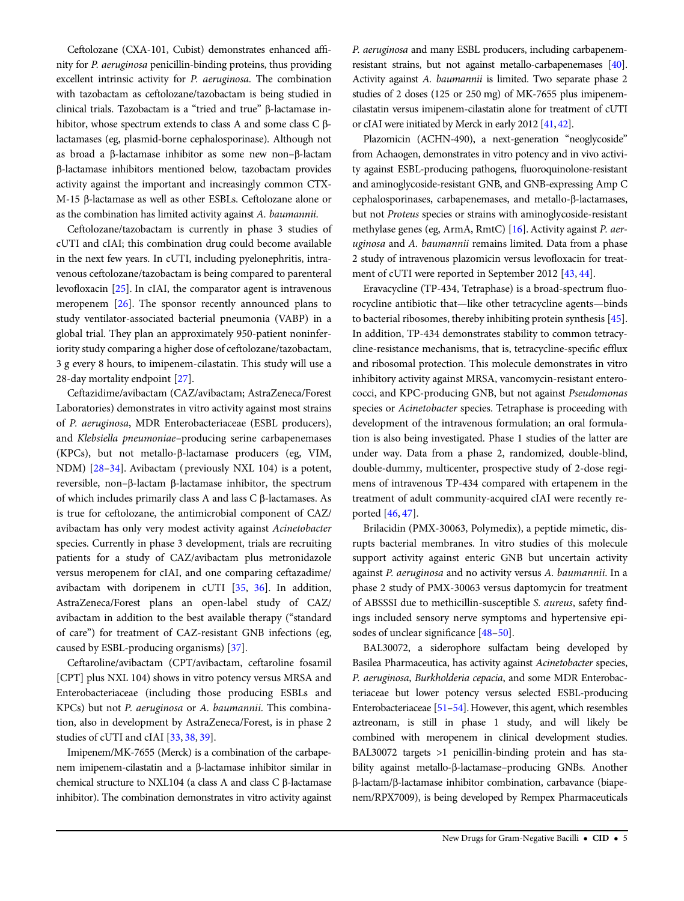Ceftolozane (CXA-101, Cubist) demonstrates enhanced affinity for *P. aeruginosa* penicillin-binding proteins, thus providing excellent intrinsic activity for *P. aeruginosa*. The combination with tazobactam as ceftolozane/tazobactam is being studied in clinical trials. Tazobactam is a "tried and true" β-lactamase inhibitor, whose spectrum extends to class A and some class C β-lactamases (eg, plasmid-borne cephalosporinase). Although not as broad a β-lactamase inhibitor as some new non–β-lactam β-lactamase inhibitors mentioned below, tazobactam provides activity against the important and increasingly common CTX-M-15 β-lactamase as well as other ESBLs. Ceftolozane alone or as the combination has limited activity against *A. baumannii.*

Ceftolozane/tazobactam is currently in phase 3 studies of cUTI and cIAI; this combination drug could become available in the next few years. In cUTI, including pyelonephritis, intravenous ceftolozane/tazobactam is being compared to parenteral levofloxacin [25]. In cIAI, the comparator agent is intravenous meropenem [26]. The sponsor recently announced plans to study ventilator-associated bacterial pneumonia (VABP) in a global trial. They plan an approximately 950-patient noninferiority study comparing a higher dose of ceftolozane/tazobactam, 3 g every 8 hours, to imipenem-cilastatin. This study will use a 28-day mortality endpoint [27].

Ceftazidime/avibactam (CAZ/avibactam; AstraZeneca/Forest Laboratories) demonstrates in vitro activity against most strains of *P. aeruginosa*, MDR Enterobacteriaceae (ESBL producers), and *Klebsiella pneumoniae*–producing serine carbapenemases (KPCs), but not metallo-β-lactamase producers (eg, VIM, NDM) [28–34]. Avibactam (previously NXL 104) is a potent, reversible, non–β-lactam β-lactamase inhibitor, the spectrum of which includes primarily class A and lass C β-lactamases. As is true for ceftolozane, the antimicrobial component of CAZ/avibactam has only very modest activity against *Acinetobacter* species. Currently in phase 3 development, trials are recruiting patients for a study of CAZ/avibactam plus metronidazole versus meropenem for cIAI, and one comparing ceftazadime/avibactam with doripenem in cUTI [35, 36]. In addition, AstraZeneca/Forest plans an open-label study of CAZ/avibactam in addition to the best available therapy ("standard of care") for treatment of CAZ-resistant GNB infections (eg, caused by ESBL-producing organisms) [37].

Ceftaroline/avibactam (CPT/avibactam, ceftaroline fosamil [CPT] plus NXL 104) shows in vitro potency versus MRSA and Enterobacteriaceae (including those producing ESBLs and KPCs) but not *P. aeruginosa* or *A. baumannii*. This combination, also in development by AstraZeneca/Forest, is in phase 2 studies of cUTI and cIAI [33, 38, 39].

Imipenem/MK-7655 (Merck) is a combination of the carbapenem imipenem-cilastatin and a β-lactamase inhibitor similar in chemical structure to NXL104 (a class A and class C β-lactamase inhibitor). The combination demonstrates in vitro activity against *P. aeruginosa* and many ESBL producers, including carbapenem-resistant strains, but not against metallo-carbapenemases [40]. Activity against *A. baumannii* is limited. Two separate phase 2 studies of 2 doses (125 or 250 mg) of MK-7655 plus imipenem-cilastatin versus imipenem-cilastatin alone for treatment of cUTI or cIAI were initiated by Merck in early 2012 [41, 42].

Plazomicin (ACHN-490), a next-generation "neoglycoside" from Achaogen, demonstrates in vitro potency and in vivo activity against ESBL-producing pathogens, fluoroquinolone-resistant and aminoglycoside-resistant GNB, and GNB-expressing Amp C cephalosporinases, carbapenemases, and metallo-β-lactamases, but not *Proteus* species or strains with aminoglycoside-resistant methylase genes (eg, ArmA, RmtC) [16]. Activity against *P. aeruginosa* and *A. baumannii* remains limited. Data from a phase 2 study of intravenous plazomicin versus levofloxacin for treatment of cUTI were reported in September 2012 [43, 44].

Eravacycline (TP-434, Tetraphase) is a broad-spectrum fluorocycline antibiotic that—like other tetracycline agents—binds to bacterial ribosomes, thereby inhibiting protein synthesis [45]. In addition, TP-434 demonstrates stability to common tetracycline-resistance mechanisms, that is, tetracycline-specific efflux and ribosomal protection. This molecule demonstrates in vitro inhibitory activity against MRSA, vancomycin-resistant enterococci, and KPC-producing GNB, but not against *Pseudomonas* species or *Acinetobacter* species. Tetraphase is proceeding with development of the intravenous formulation; an oral formulation is also being investigated. Phase 1 studies of the latter are under way. Data from a phase 2, randomized, double-blind, double-dummy, multicenter, prospective study of 2-dose regimens of intravenous TP-434 compared with ertapenem in the treatment of adult community-acquired cIAI were recently reported [46, 47].

Brilacidin (PMX-30063, Polymedix), a peptide mimetic, disrupts bacterial membranes. In vitro studies of this molecule support activity against enteric GNB but uncertain activity against *P. aeruginosa* and no activity versus *A. baumannii*. In a phase 2 study of PMX-30063 versus daptomycin for treatment of ABSSSI due to methicillin-susceptible *S. aureus*, safety findings included sensory nerve symptoms and hypertensive episodes of unclear significance [48–50].

BAL30072, a siderophore sulfactam being developed by Basilea Pharmaceutica, has activity against *Acinetobacter* species, *P. aeruginosa*, *Burkholderia cepacia*, and some MDR Enterobacteriaceae but lower potency versus selected ESBL-producing Enterobacteriaceae [51–54]. However, this agent, which resembles aztreonam, is still in phase 1 study, and will likely be combined with meropenem in clinical development studies. BAL30072 targets >1 penicillin-binding protein and has stability against metallo-β-lactamase–producing GNBs. Another β-lactam/β-lactamase inhibitor combination, carbavance (biapenem/RPX7009), is being developed by Rempex Pharmaceuticals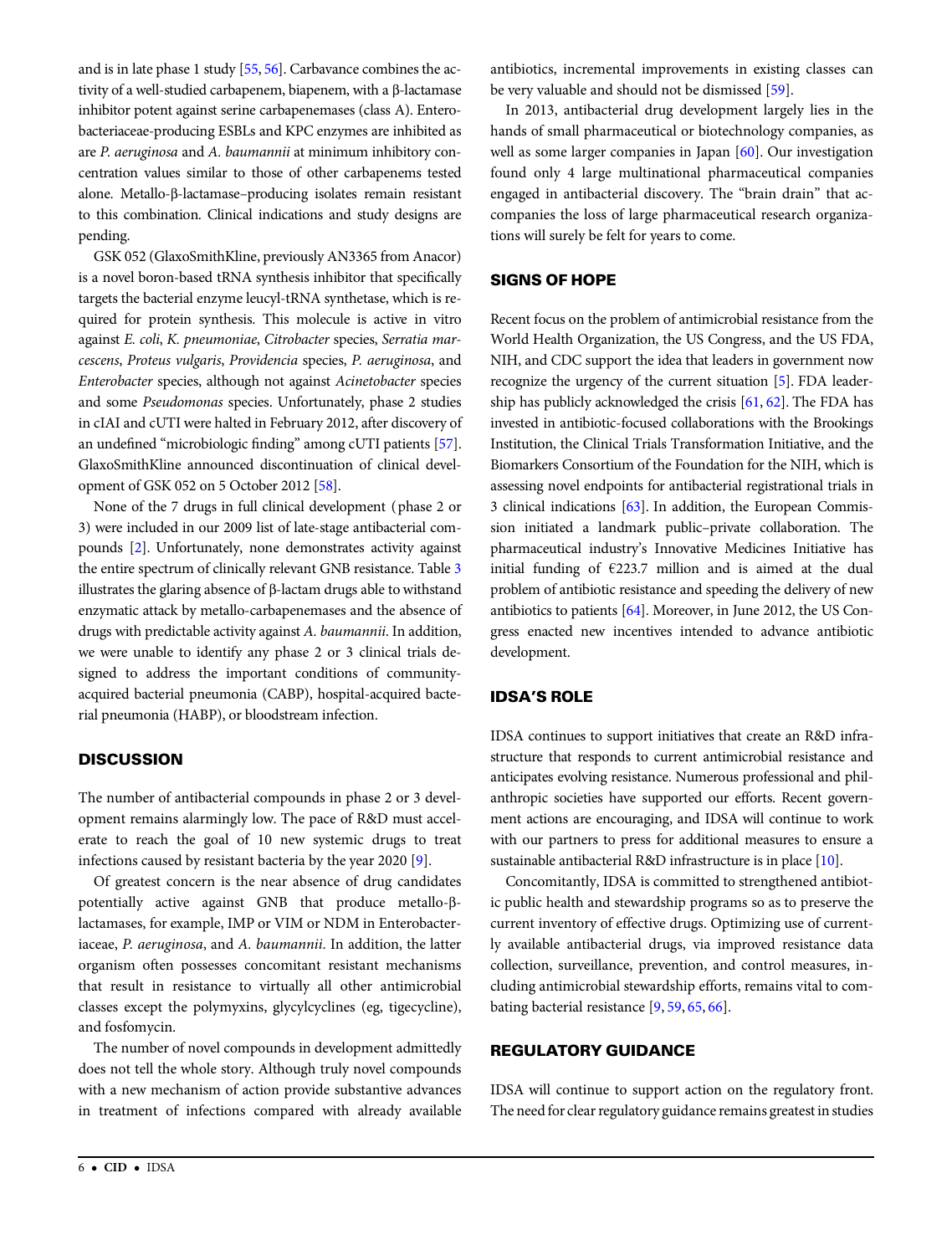and is in late phase 1 study [55, 56]. Carbavance combines the activity of a well-studied carbapenem, biapenem, with a β-lactamase inhibitor potent against serine carbapenemases (class A). Enterobacteriaceae-producing ESBLs and KPC enzymes are inhibited as are *P. aeruginosa* and *A. baumannii* at minimum inhibitory concentration values similar to those of other carbapenems tested alone. Metallo-β-lactamase–producing isolates remain resistant to this combination. Clinical indications and study designs are pending.

GSK 052 (GlaxoSmithKline, previously AN3365 from Anacor) is a novel boron-based tRNA synthesis inhibitor that specifically targets the bacterial enzyme leucyl-tRNA synthetase, which is required for protein synthesis. This molecule is active in vitro against *E. coli*, *K. pneumoniae*, *Citrobacter* species, *Serratia marcescens*, *Proteus vulgaris*, *Providencia* species, *P. aeruginosa*, and *Enterobacter* species, although not against *Acinetobacter* species and some *Pseudomonas* species. Unfortunately, phase 2 studies in cIAI and cUTI were halted in February 2012, after discovery of an undefined "microbiologic finding" among cUTI patients [57]. GlaxoSmithKline announced discontinuation of clinical development of GSK 052 on 5 October 2012 [58].

None of the 7 drugs in full clinical development (phase 2 or 3) were included in our 2009 list of late-stage antibacterial compounds [2]. Unfortunately, none demonstrates activity against the entire spectrum of clinically relevant GNB resistance. Table 3 illustrates the glaring absence of β-lactam drugs able to withstand enzymatic attack by metallo-carbapenemases and the absence of drugs with predictable activity against *A. baumannii*. In addition, we were unable to identify any phase 2 or 3 clinical trials designed to address the important conditions of community-acquired bacterial pneumonia (CABP), hospital-acquired bacterial pneumonia (HABP), or bloodstream infection.

## DISCUSSION

The number of antibacterial compounds in phase 2 or 3 development remains alarmingly low. The pace of R&D must accelerate to reach the goal of 10 new systemic drugs to treat infections caused by resistant bacteria by the year 2020 [9].

Of greatest concern is the near absence of drug candidates potentially active against GNB that produce metallo-β-lactamases, for example, IMP or VIM or NDM in Enterobacteriaceae, *P. aeruginosa*, and *A. baumannii*. In addition, the latter organism often possesses concomitant resistant mechanisms that result in resistance to virtually all other antimicrobial classes except the polymyxins, glycylcyclines (eg, tigecycline), and fosfomycin.

The number of novel compounds in development admittedly does not tell the whole story. Although truly novel compounds with a new mechanism of action provide substantive advances in treatment of infections compared with already available antibiotics, incremental improvements in existing classes can be very valuable and should not be dismissed [59].

In 2013, antibacterial drug development largely lies in the hands of small pharmaceutical or biotechnology companies, as well as some larger companies in Japan [60]. Our investigation found only 4 large multinational pharmaceutical companies engaged in antibacterial discovery. The "brain drain" that accompanies the loss of large pharmaceutical research organizations will surely be felt for years to come.

## SIGNS OF HOPE

Recent focus on the problem of antimicrobial resistance from the World Health Organization, the US Congress, and the US FDA, NIH, and CDC support the idea that leaders in government now recognize the urgency of the current situation [5]. FDA leadership has publicly acknowledged the crisis [61, 62]. The FDA has invested in antibiotic-focused collaborations with the Brookings Institution, the Clinical Trials Transformation Initiative, and the Biomarkers Consortium of the Foundation for the NIH, which is assessing novel endpoints for antibacterial registrational trials in 3 clinical indications [63]. In addition, the European Commission initiated a landmark public–private collaboration. The pharmaceutical industry's Innovative Medicines Initiative has initial funding of €223.7 million and is aimed at the dual problem of antibiotic resistance and speeding the delivery of new antibiotics to patients [64]. Moreover, in June 2012, the US Congress enacted new incentives intended to advance antibiotic development.

## IDSA'S ROLE

IDSA continues to support initiatives that create an R&D infrastructure that responds to current antimicrobial resistance and anticipates evolving resistance. Numerous professional and philanthropic societies have supported our efforts. Recent government actions are encouraging, and IDSA will continue to work with our partners to press for additional measures to ensure a sustainable antibacterial R&D infrastructure is in place [10].

Concomitantly, IDSA is committed to strengthened antibiotic public health and stewardship programs so as to preserve the current inventory of effective drugs. Optimizing use of currently available antibacterial drugs, via improved resistance data collection, surveillance, prevention, and control measures, including antimicrobial stewardship efforts, remains vital to combating bacterial resistance [9, 59, 65, 66].

## REGULATORY GUIDANCE

IDSA will continue to support action on the regulatory front. The need for clear regulatory guidance remains greatest in studies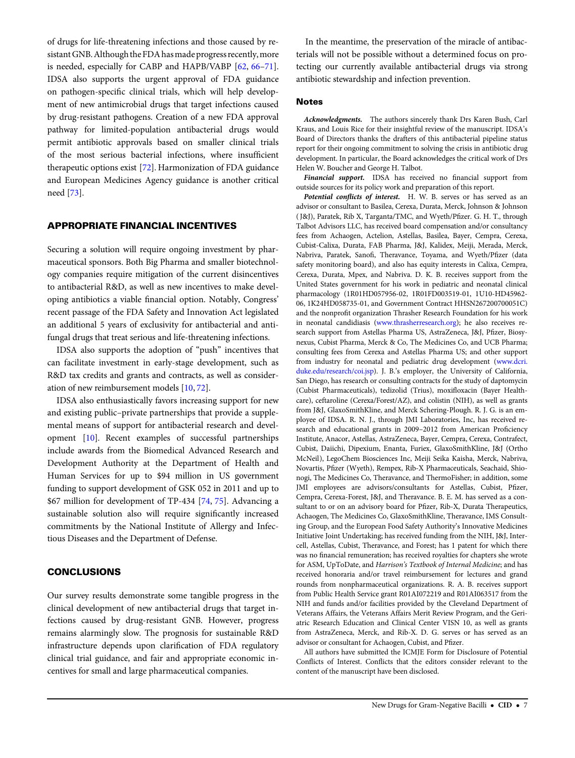of drugs for life-threatening infections and those caused by resistant GNB. Although the FDA has made progress recently, more is needed, especially for CABP and HAPB/VABP [62, 66–71]. IDSA also supports the urgent approval of FDA guidance on pathogen-specific clinical trials, which will help development of new antimicrobial drugs that target infections caused by drug-resistant pathogens. Creation of a new FDA approval pathway for limited-population antibacterial drugs would permit antibiotic approvals based on smaller clinical trials of the most serious bacterial infections, where insufficient therapeutic options exist [72]. Harmonization of FDA guidance and European Medicines Agency guidance is another critical need [73].

## APPROPRIATE FINANCIAL INCENTIVES

Securing a solution will require ongoing investment by pharmaceutical sponsors. Both Big Pharma and smaller biotechnology companies require mitigation of the current disincentives to antibacterial R&D, as well as new incentives to make developing antibiotics a viable financial option. Notably, Congress' recent passage of the FDA Safety and Innovation Act legislated an additional 5 years of exclusivity for antibacterial and antifungal drugs that treat serious and life-threatening infections.

IDSA also supports the adoption of "push" incentives that can facilitate investment in early-stage development, such as R&D tax credits and grants and contracts, as well as consideration of new reimbursement models [10, 72].

IDSA also enthusiastically favors increasing support for new and existing public–private partnerships that provide a supplemental means of support for antibacterial research and development [10]. Recent examples of successful partnerships include awards from the Biomedical Advanced Research and Development Authority at the Department of Health and Human Services for up to $94 million in US government funding to support development of GSK 052 in 2011 and up to $67 million for development of TP-434 [74, 75]. Advancing a sustainable solution also will require significantly increased commitments by the National Institute of Allergy and Infectious Diseases and the Department of Defense.

## CONCLUSIONS

Our survey results demonstrate some tangible progress in the clinical development of new antibacterial drugs that target infections caused by drug-resistant GNB. However, progress remains alarmingly slow. The prognosis for sustainable R&D infrastructure depends upon clarification of FDA regulatory clinical trial guidance, and fair and appropriate economic incentives for small and large pharmaceutical companies.

In the meantime, the preservation of the miracle of antibacterials will not be possible without a determined focus on protecting our currently available antibacterial drugs via strong antibiotic stewardship and infection prevention.

### Notes

***Acknowledgments.*** The authors sincerely thank Drs Karen Bush, Carl Kraus, and Louis Rice for their insightful review of the manuscript. IDSA's Board of Directors thanks the drafters of this antibacterial pipeline status report for their ongoing commitment to solving the crisis in antibiotic drug development. In particular, the Board acknowledges the critical work of Drs Helen W. Boucher and George H. Talbot.

***Financial support.*** IDSA has received no financial support from outside sources for its policy work and preparation of this report.

***Potential conflicts of interest.*** H. W. B. serves or has served as an advisor or consultant to Basilea, Cerexa, Durata, Merck, Johnson & Johnson (J&J), Paratek, Rib X, Targanta/TMC, and Wyeth/Pfizer. G. H. T., through Talbot Advisors LLC, has received board compensation and/or consultancy fees from Achaogen, Actelion, Astellas, Basilea, Bayer, Cempra, Cerexa, Cubist-Calixa, Durata, FAB Pharma, J&J, Kalidex, Meiji, Merada, Merck, Nabriva, Paratek, Sanofi, Theravance, Toyama, and Wyeth/Pfizer (data safety monitoring board), and also has equity interests in Calixa, Cempra, Cerexa, Durata, Mpex, and Nabriva. D. K. B. receives support from the United States government for his work in pediatric and neonatal clinical pharmacology (1R01HD057956-02, 1R01FD003519-01, 1U10-HD45962-06, 1K24HD058735-01, and Government Contract HHSN267200700051C) and the nonprofit organization Thrasher Research Foundation for his work in neonatal candidiasis (www.thrasherresearch.org); he also receives research support from Astellas Pharma US, AstraZeneca, J&J, Pfizer, Biosynexus, Cubist Pharma, Merck & Co, The Medicines Co, and UCB Pharma; consulting fees from Cerexa and Astellas Pharma US; and other support from industry for neonatal and pediatric drug development (www.dcri.duke.edu/research/coi.jsp). J. B.'s employer, the University of California, San Diego, has research or consulting contracts for the study of daptomycin (Cubist Pharmaceuticals), tedizolid (Trius), moxifloxacin (Bayer Healthcare), ceftaroline (Cerexa/Forest/AZ), and colistin (NIH), as well as grants from J&J, GlaxoSmithKline, and Merck Schering-Plough. R. J. G. is an employee of IDSA. R. N. J., through JMI Laboratories, Inc, has received research and educational grants in 2009–2012 from American Proficiency Institute, Anacor, Astellas, AstraZeneca, Bayer, Cempra, Cerexa, Contrafect, Cubist, Daiichi, Dipexium, Enanta, Furiex, GlaxoSmithKline, J&J (Ortho McNeil), LegoChem Biosciences Inc, Meiji Seika Kaisha, Merck, Nabriva, Novartis, Pfizer (Wyeth), Rempex, Rib-X Pharmaceuticals, Seachaid, Shionogi, The Medicines Co, Theravance, and ThermoFisher; in addition, some JMI employees are advisors/consultants for Astellas, Cubist, Pfizer, Cempra, Cerexa-Forest, J&J, and Theravance. B. E. M. has served as a consultant to or on an advisory board for Pfizer, Rib-X, Durata Therapeutics, Achaogen, The Medicines Co, GlaxoSmithKline, Theravance, IMS Consulting Group, and the European Food Safety Authority's Innovative Medicines Initiative Joint Undertaking; has received funding from the NIH, J&J, Intercell, Astellas, Cubist, Theravance, and Forest; has 1 patent for which there was no financial remuneration; has received royalties for chapters she wrote for ASM, UpToDate, and *Harrison's Textbook of Internal Medicine*; and has received honoraria and/or travel reimbursement for lectures and grand rounds from nonpharmaceutical organizations. R. A. B. receives support from Public Health Service grant R01AI072219 and R01AI063517 from the NIH and funds and/or facilities provided by the Cleveland Department of Veterans Affairs, the Veterans Affairs Merit Review Program, and the Geriatric Research Education and Clinical Center VISN 10, as well as grants from AstraZeneca, Merck, and Rib-X. D. G. serves or has served as an advisor or consultant for Achaogen, Cubist, and Pfizer.

All authors have submitted the ICMJE Form for Disclosure of Potential Conflicts of Interest. Conflicts that the editors consider relevant to the content of the manuscript have been disclosed.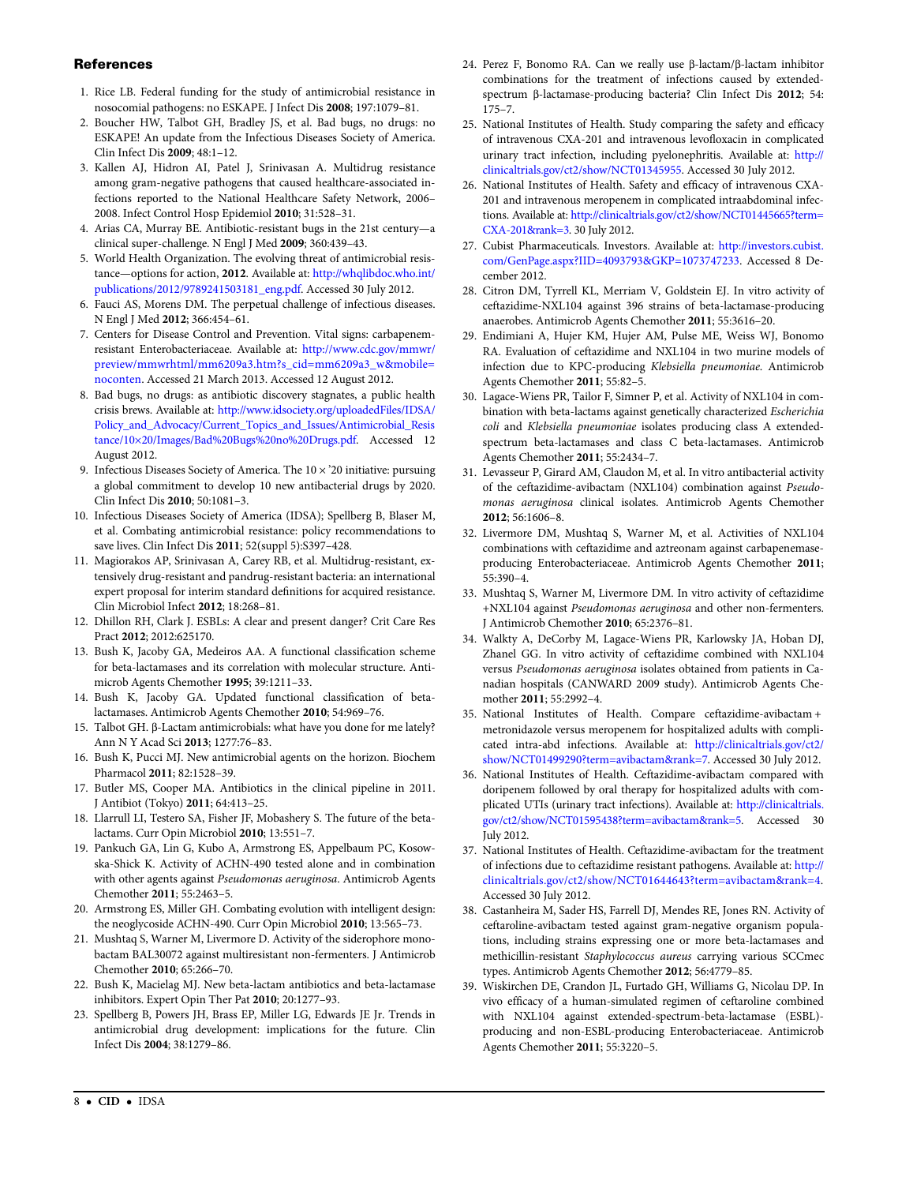## References

1. Rice LB. Federal funding for the study of antimicrobial resistance in nosocomial pathogens: no ESKAPE. J Infect Dis **2008**; 197:1079–81.
2. Boucher HW, Talbot GH, Bradley JS, et al. Bad bugs, no drugs: no ESKAPE! An update from the Infectious Diseases Society of America. Clin Infect Dis **2009**; 48:1–12.
3. Kallen AJ, Hidron AI, Patel J, Srinivasan A. Multidrug resistance among gram-negative pathogens that caused healthcare-associated infections reported to the National Healthcare Safety Network, 2006–2008. Infect Control Hosp Epidemiol **2010**; 31:528–31.
4. Arias CA, Murray BE. Antibiotic-resistant bugs in the 21st century—a clinical super-challenge. N Engl J Med **2009**; 360:439–43.
5. World Health Organization. The evolving threat of antimicrobial resistance—options for action, **2012**. Available at: http://whqlibdoc.who.int/publications/2012/9789241503181_eng.pdf. Accessed 30 July 2012.
6. Fauci AS, Morens DM. The perpetual challenge of infectious diseases. N Engl J Med **2012**; 366:454–61.
7. Centers for Disease Control and Prevention. Vital signs: carbapenem-resistant Enterobacteriaceae. Available at: http://www.cdc.gov/mmwr/preview/mmwrhtml/mm6209a3.htm?s_cid=mm6209a3_w&mobile=noconten. Accessed 21 March 2013. Accessed 12 August 2012.
8. Bad bugs, no drugs: as antibiotic discovery stagnates, a public health crisis brews. Available at: http://www.idsociety.org/uploadedFiles/IDSA/Policy_and_Advocacy/Current_Topics_and_Issues/Antimicrobial_Resistance/10×20/Images/Bad%20Bugs%20no%20Drugs.pdf. Accessed 12 August 2012.
9. Infectious Diseases Society of America. The 10 × '20 initiative: pursuing a global commitment to develop 10 new antibacterial drugs by 2020. Clin Infect Dis **2010**; 50:1081–3.
10. Infectious Diseases Society of America (IDSA); Spellberg B, Blaser M, et al. Combating antimicrobial resistance: policy recommendations to save lives. Clin Infect Dis **2011**; 52(suppl 5):S397–428.
11. Magiorakos AP, Srinivasan A, Carey RB, et al. Multidrug-resistant, extensively drug-resistant and pandrug-resistant bacteria: an international expert proposal for interim standard definitions for acquired resistance. Clin Microbiol Infect **2012**; 18:268–81.
12. Dhillon RH, Clark J. ESBLs: A clear and present danger? Crit Care Res Pract **2012**; 2012:625170.
13. Bush K, Jacoby GA, Medeiros AA. A functional classification scheme for beta-lactamases and its correlation with molecular structure. Antimicrob Agents Chemother **1995**; 39:1211–33.
14. Bush K, Jacoby GA. Updated functional classification of beta-lactamases. Antimicrob Agents Chemother **2010**; 54:969–76.
15. Talbot GH. β-Lactam antimicrobials: what have you done for me lately? Ann N Y Acad Sci **2013**; 1277:76–83.
16. Bush K, Pucci MJ. New antimicrobial agents on the horizon. Biochem Pharmacol **2011**; 82:1528–39.
17. Butler MS, Cooper MA. Antibiotics in the clinical pipeline in 2011. J Antibiot (Tokyo) **2011**; 64:413–25.
18. Llarrull LI, Testero SA, Fisher JF, Mobashery S. The future of the beta-lactams. Curr Opin Microbiol **2010**; 13:551–7.
19. Pankuch GA, Lin G, Kubo A, Armstrong ES, Appelbaum PC, Kosowska-Shick K. Activity of ACHN-490 tested alone and in combination with other agents against *Pseudomonas aeruginosa*. Antimicrob Agents Chemother **2011**; 55:2463–5.
20. Armstrong ES, Miller GH. Combating evolution with intelligent design: the neoglycoside ACHN-490. Curr Opin Microbiol **2010**; 13:565–73.
21. Mushtaq S, Warner M, Livermore D. Activity of the siderophore monobactam BAL30072 against multiresistant non-fermenters. J Antimicrob Chemother **2010**; 65:266–70.
22. Bush K, Macielag MJ. New beta-lactam antibiotics and beta-lactamase inhibitors. Expert Opin Ther Pat **2010**; 20:1277–93.
23. Spellberg B, Powers JH, Brass EP, Miller LG, Edwards JE Jr. Trends in antimicrobial drug development: implications for the future. Clin Infect Dis **2004**; 38:1279–86.
24. Perez F, Bonomo RA. Can we really use β-lactam/β-lactam inhibitor combinations for the treatment of infections caused by extended-spectrum β-lactamase-producing bacteria? Clin Infect Dis **2012**; 54: 175–7.
25. National Institutes of Health. Study comparing the safety and efficacy of intravenous CXA-201 and intravenous levofloxacin in complicated urinary tract infection, including pyelonephritis. Available at: http://clinicaltrials.gov/ct2/show/NCT01345955. Accessed 30 July 2012.
26. National Institutes of Health. Safety and efficacy of intravenous CXA-201 and intravenous meropenem in complicated intraabdominal infections. Available at: http://clinicaltrials.gov/ct2/show/NCT01445665?term=CXA-201&rank=3. 30 July 2012.
27. Cubist Pharmaceuticals. Investors. Available at: http://investors.cubist.com/GenPage.aspx?IID=4093793&GKP=1073747233. Accessed 8 December 2012.
28. Citron DM, Tyrrell KL, Merriam V, Goldstein EJ. In vitro activity of ceftazidime-NXL104 against 396 strains of beta-lactamase-producing anaerobes. Antimicrob Agents Chemother **2011**; 55:3616–20.
29. Endimiani A, Hujer KM, Hujer AM, Pulse ME, Weiss WJ, Bonomo RA. Evaluation of ceftazidime and NXL104 in two murine models of infection due to KPC-producing *Klebsiella pneumoniae*. Antimicrob Agents Chemother **2011**; 55:82–5.
30. Lagace-Wiens PR, Tailor F, Simner P, et al. Activity of NXL104 in combination with beta-lactams against genetically characterized *Escherichia coli* and *Klebsiella pneumoniae* isolates producing class A extended-spectrum beta-lactamases and class C beta-lactamases. Antimicrob Agents Chemother **2011**; 55:2434–7.
31. Levasseur P, Girard AM, Claudon M, et al. In vitro antibacterial activity of the ceftazidime-avibactam (NXL104) combination against *Pseudomonas aeruginosa* clinical isolates. Antimicrob Agents Chemother **2012**; 56:1606–8.
32. Livermore DM, Mushtaq S, Warner M, et al. Activities of NXL104 combinations with ceftazidime and aztreonam against carbapenemase-producing Enterobacteriaceae. Antimicrob Agents Chemother **2011**; 55:390–4.
33. Mushtaq S, Warner M, Livermore DM. In vitro activity of ceftazidime +NXL104 against *Pseudomonas aeruginosa* and other non-fermenters. J Antimicrob Chemother **2010**; 65:2376–81.
34. Walkty A, DeCorby M, Lagace-Wiens PR, Karlowsky JA, Hoban DJ, Zhanel GG. In vitro activity of ceftazidime combined with NXL104 versus *Pseudomonas aeruginosa* isolates obtained from patients in Canadian hospitals (CANWARD 2009 study). Antimicrob Agents Chemother **2011**; 55:2992–4.
35. National Institutes of Health. Compare ceftazidime-avibactam + metronidazole versus meropenem for hospitalized adults with complicated intra-abd infections. Available at: http://clinicaltrials.gov/ct2/show/NCT01499290?term=avibactam&rank=7. Accessed 30 July 2012.
36. National Institutes of Health. Ceftazidime-avibactam compared with doripenem followed by oral therapy for hospitalized adults with complicated UTIs (urinary tract infections). Available at: http://clinicaltrials.gov/ct2/show/NCT01595438?term=avibactam&rank=5. Accessed 30 July 2012.
37. National Institutes of Health. Ceftazidime-avibactam for the treatment of infections due to ceftazidime resistant pathogens. Available at: http://clinicaltrials.gov/ct2/show/NCT01644643?term=avibactam&rank=4. Accessed 30 July 2012.
38. Castanheira M, Sader HS, Farrell DJ, Mendes RE, Jones RN. Activity of ceftaroline-avibactam tested against gram-negative organism populations, including strains expressing one or more beta-lactamases and methicillin-resistant *Staphylococcus aureus* carrying various SCCmec types. Antimicrob Agents Chemother **2012**; 56:4779–85.
39. Wiskirchen DE, Crandon JL, Furtado GH, Williams G, Nicolau DP. In vivo efficacy of a human-simulated regimen of ceftaroline combined with NXL104 against extended-spectrum-beta-lactamase (ESBL)-producing and non-ESBL-producing Enterobacteriaceae. Antimicrob Agents Chemother **2011**; 55:3220–5.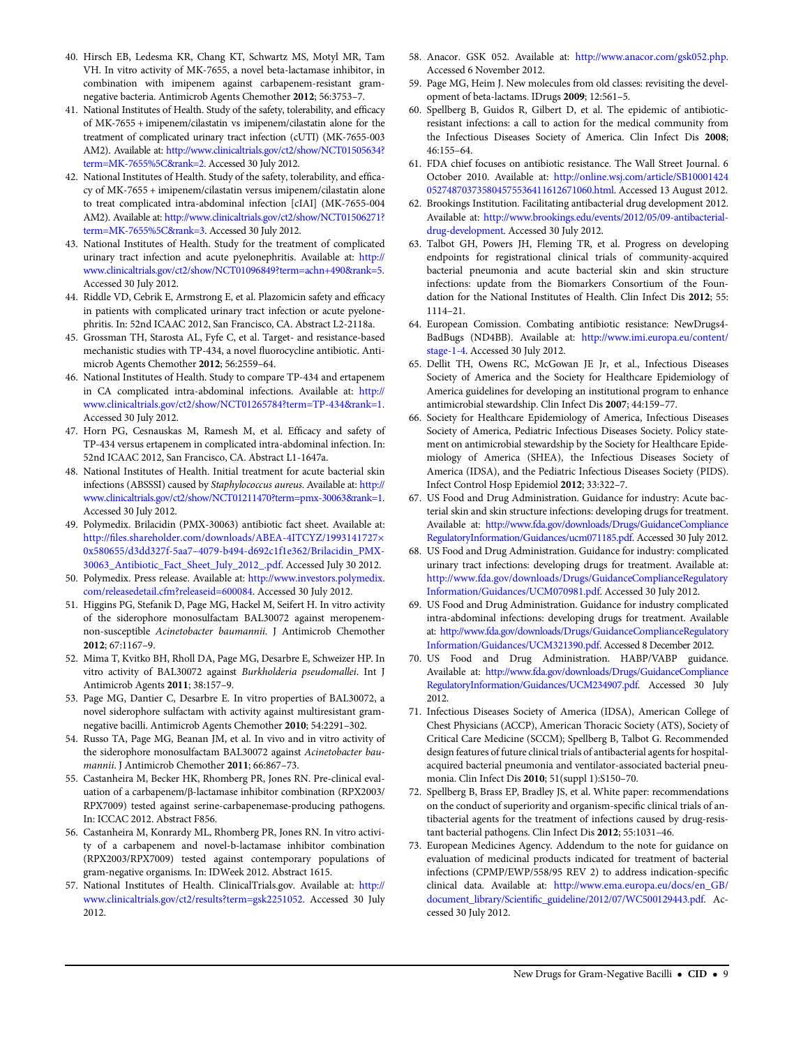40. Hirsch EB, Ledesma KR, Chang KT, Schwartz MS, Motyl MR, Tam VH. In vitro activity of MK-7655, a novel beta-lactamase inhibitor, in combination with imipenem against carbapenem-resistant gram-negative bacteria. Antimicrob Agents Chemother **2012**; 56:3753–7.
41. National Institutes of Health. Study of the safety, tolerability, and efficacy of MK-7655 + imipenem/cilastatin vs imipenem/cilastatin alone for the treatment of complicated urinary tract infection (cUTI) (MK-7655-003 AM2). Available at: http://www.clinicaltrials.gov/ct2/show/NCT01505634?term=MK-7655%5C&rank=2. Accessed 30 July 2012.
42. National Institutes of Health. Study of the safety, tolerability, and efficacy of MK-7655 + imipenem/cilastatin versus imipenem/cilastatin alone to treat complicated intra-abdominal infection [cIAI] (MK-7655-004 AM2). Available at: http://www.clinicaltrials.gov/ct2/show/NCT01506271?term=MK-7655%5C&rank=3. Accessed 30 July 2012.
43. National Institutes of Health. Study for the treatment of complicated urinary tract infection and acute pyelonephritis. Available at: http://www.clinicaltrials.gov/ct2/show/NCT01096849?term=achn+490&rank=5. Accessed 30 July 2012.
44. Riddle VD, Cebrik E, Armstrong E, et al. Plazomicin safety and efficacy in patients with complicated urinary tract infection or acute pyelonephritis. In: 52nd ICAAC 2012, San Francisco, CA. Abstract L2-2118a.
45. Grossman TH, Starosta AL, Fyfe C, et al. Target- and resistance-based mechanistic studies with TP-434, a novel fluorocycline antibiotic. Antimicrob Agents Chemother **2012**; 56:2559–64.
46. National Institutes of Health. Study to compare TP-434 and ertapenem in CA complicated intra-abdominal infections. Available at: http://www.clinicaltrials.gov/ct2/show/NCT01265784?term=TP-434&rank=1. Accessed 30 July 2012.
47. Horn PG, Cesnauskas M, Ramesh M, et al. Efficacy and safety of TP-434 versus ertapenem in complicated intra-abdominal infection. In: 52nd ICAAC 2012, San Francisco, CA. Abstract L1-1647a.
48. National Institutes of Health. Initial treatment for acute bacterial skin infections (ABSSSI) caused by *Staphylococcus aureus*. Available at: http://www.clinicaltrials.gov/ct2/show/NCT01211470?term=pmx-30063&rank=1. Accessed 30 July 2012.
49. Polymedix. Brilacidin (PMX-30063) antibiotic fact sheet. Available at: http://files.shareholder.com/downloads/ABEA-4ITCYZ/1993141727×0x580655/d3dd327f-5aa7–4079-b494-d692c1f1e362/Brilacidin_PMX-30063_Antibiotic_Fact_Sheet_July_2012_.pdf. Accessed July 30 2012.
50. Polymedix. Press release. Available at: http://www.investors.polymedix.com/releasedetail.cfm?releaseid=600084. Accessed 30 July 2012.
51. Higgins PG, Stefanik D, Page MG, Hackel M, Seifert H. In vitro activity of the siderophore monosulfactam BAL30072 against meropenem-non-susceptible *Acinetobacter baumannii*. J Antimicrob Chemother **2012**; 67:1167–9.
52. Mima T, Kvitko BH, Rholl DA, Page MG, Desarbre E, Schweizer HP. In vitro activity of BAL30072 against *Burkholderia pseudomallei*. Int J Antimicrob Agents **2011**; 38:157–9.
53. Page MG, Dantier C, Desarbre E. In vitro properties of BAL30072, a novel siderophore sulfactam with activity against multiresistant gram-negative bacilli. Antimicrob Agents Chemother **2010**; 54:2291–302.
54. Russo TA, Page MG, Beanan JM, et al. In vivo and in vitro activity of the siderophore monosulfactam BAL30072 against *Acinetobacter baumannii*. J Antimicrob Chemother **2011**; 66:867–73.
55. Castanheira M, Becker HK, Rhomberg PR, Jones RN. Pre-clinical evaluation of a carbapenem/β-lactamase inhibitor combination (RPX2003/RPX7009) tested against serine-carbapenemase-producing pathogens. In: ICCAC 2012. Abstract F856.
56. Castanheira M, Konrardy ML, Rhomberg PR, Jones RN. In vitro activity of a carbapenem and novel-b-lactamase inhibitor combination (RPX2003/RPX7009) tested against contemporary populations of gram-negative organisms. In: IDWeek 2012. Abstract 1615.
57. National Institutes of Health. ClinicalTrials.gov. Available at: http://www.clinicaltrials.gov/ct2/results?term=gsk2251052. Accessed 30 July 2012.
58. Anacor. GSK 052. Available at: http://www.anacor.com/gsk052.php. Accessed 6 November 2012.
59. Page MG, Heim J. New molecules from old classes: revisiting the development of beta-lactams. IDrugs **2009**; 12:561–5.
60. Spellberg B, Guidos R, Gilbert D, et al. The epidemic of antibiotic-resistant infections: a call to action for the medical community from the Infectious Diseases Society of America. Clin Infect Dis **2008**; 46:155–64.
61. FDA chief focuses on antibiotic resistance. The Wall Street Journal. 6 October 2010. Available at: http://online.wsj.com/article/SB10001424052748703735804575536411612671060.html. Accessed 13 August 2012.
62. Brookings Institution. Facilitating antibacterial drug development 2012. Available at: http://www.brookings.edu/events/2012/05/09-antibacterial-drug-development. Accessed 30 July 2012.
63. Talbot GH, Powers JH, Fleming TR, et al. Progress on developing endpoints for registrational clinical trials of community-acquired bacterial pneumonia and acute bacterial skin and skin structure infections: update from the Biomarkers Consortium of the Foundation for the National Institutes of Health. Clin Infect Dis **2012**; 55: 1114–21.
64. European Comission. Combating antibiotic resistance: NewDrugs4-BadBugs (ND4BB). Available at: http://www.imi.europa.eu/content/stage-1-4. Accessed 30 July 2012.
65. Dellit TH, Owens RC, McGowan JE Jr, et al., Infectious Diseases Society of America and the Society for Healthcare Epidemiology of America guidelines for developing an institutional program to enhance antimicrobial stewardship. Clin Infect Dis **2007**; 44:159–77.
66. Society for Healthcare Epidemiology of America, Infectious Diseases Society of America, Pediatric Infectious Diseases Society. Policy statement on antimicrobial stewardship by the Society for Healthcare Epidemiology of America (SHEA), the Infectious Diseases Society of America (IDSA), and the Pediatric Infectious Diseases Society (PIDS). Infect Control Hosp Epidemiol **2012**; 33:322–7.
67. US Food and Drug Administration. Guidance for industry: Acute bacterial skin and skin structure infections: developing drugs for treatment. Available at: http://www.fda.gov/downloads/Drugs/GuidanceComplianceRegulatoryInformation/Guidances/ucm071185.pdf. Accessed 30 July 2012.
68. US Food and Drug Administration. Guidance for industry: complicated urinary tract infections: developing drugs for treatment. Available at: http://www.fda.gov/downloads/Drugs/GuidanceComplianceRegulatoryInformation/Guidances/UCM070981.pdf. Accessed 30 July 2012.
69. US Food and Drug Administration. Guidance for industry complicated intra-abdominal infections: developing drugs for treatment. Available at: http://www.fda.gov/downloads/Drugs/GuidanceComplianceRegulatoryInformation/Guidances/UCM321390.pdf. Accessed 8 December 2012.
70. US Food and Drug Administration. HABP/VABP guidance. Available at: http://www.fda.gov/downloads/Drugs/GuidanceComplianceRegulatoryInformation/Guidances/UCM234907.pdf. Accessed 30 July 2012.
71. Infectious Diseases Society of America (IDSA), American College of Chest Physicians (ACCP), American Thoracic Society (ATS), Society of Critical Care Medicine (SCCM); Spellberg B, Talbot G. Recommended design features of future clinical trials of antibacterial agents for hospital-acquired bacterial pneumonia and ventilator-associated bacterial pneumonia. Clin Infect Dis **2010**; 51(suppl 1):S150–70.
72. Spellberg B, Brass EP, Bradley JS, et al. White paper: recommendations on the conduct of superiority and organism-specific clinical trials of antibacterial agents for the treatment of infections caused by drug-resistant bacterial pathogens. Clin Infect Dis **2012**; 55:1031–46.
73. European Medicines Agency. Addendum to the note for guidance on evaluation of medicinal products indicated for treatment of bacterial infections (CPMP/EWP/558/95 REV 2) to address indication-specific clinical data. Available at: http://www.ema.europa.eu/docs/en_GB/document_library/Scientific_guideline/2012/07/WC500129443.pdf. Accessed 30 July 2012.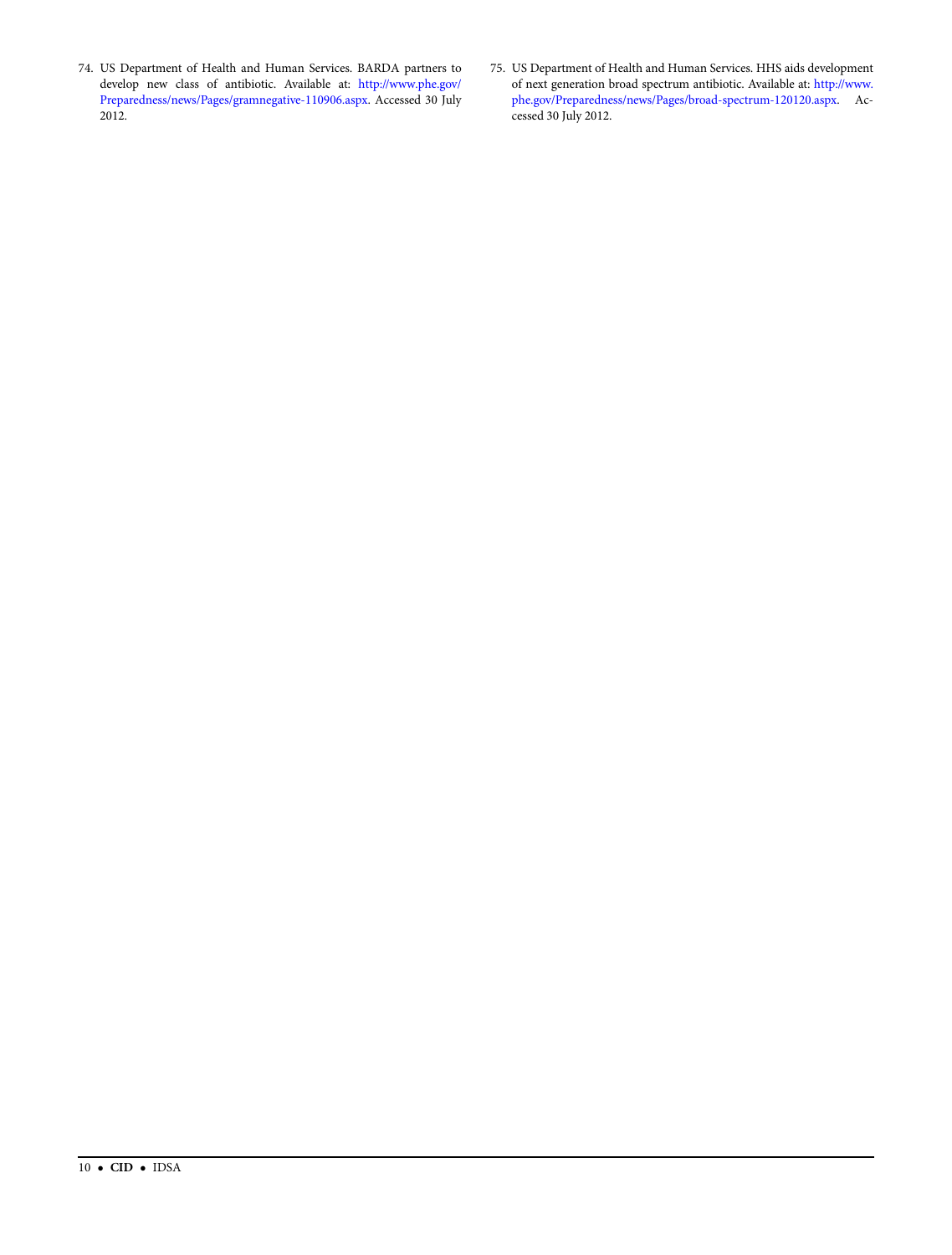74. US Department of Health and Human Services. BARDA partners to develop new class of antibiotic. Available at: http://www.phe.gov/Preparedness/news/Pages/gramnegative-110906.aspx. Accessed 30 July 2012.

75. US Department of Health and Human Services. HHS aids development of next generation broad spectrum antibiotic. Available at: http://www.phe.gov/Preparedness/news/Pages/broad-spectrum-120120.aspx. Accessed 30 July 2012.